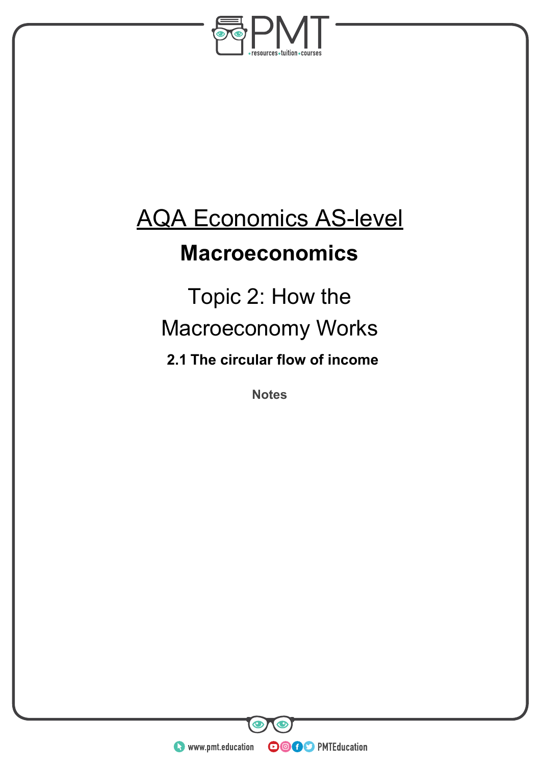# AQA Economics AS-level

## Macroeconomics

## Topic 2: How the Macroeconomy Works

### 2.1 The circular flow of income

**Notes**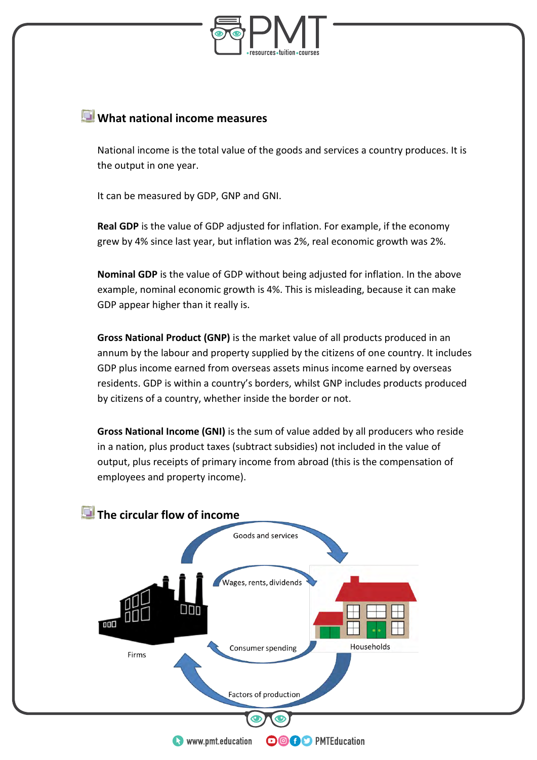## What national income measures

National income is the total value of the goods and services a country produces. It is the output in one year.

It can be measured by GDP, GNP and GNI.

**Real GDP** is the value of GDP adjusted for inflation. For example, if the economy grew by 4% since last year, but inflation was 2%, real economic growth was 2%.

**Nominal GDP** is the value of GDP without being adjusted for inflation. In the above example, nominal economic growth is 4%. This is misleading, because it can make GDP appear higher than it really is.

**Gross National Product (GNP)** is the market value of all products produced in an annum by the labour and property supplied by the citizens of one country. It includes GDP plus income earned from overseas assets minus income earned by overseas residents. GDP is within a country's borders, whilst GNP includes products produced by citizens of a country, whether inside the border or not.

**Gross National Income (GNI)** is the sum of value added by all producers who reside in a nation, plus product taxes (subtract subsidies) not included in the value of output, plus receipts of primary income from abroad (this is the compensation of employees and property income).

## The circular flow of income

Goods and services

Wages, rents, dividends

Firms

Consumer spending

Households

Factors of production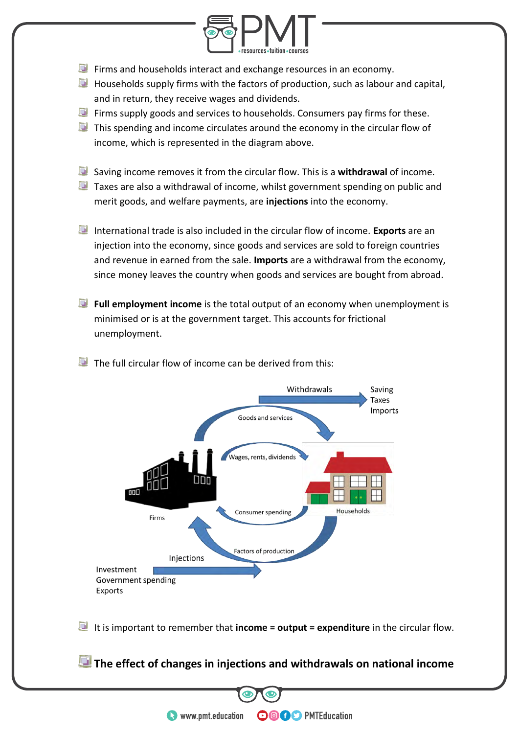- Firms and households interact and exchange resources in an economy.
- Households supply firms with the factors of production, such as labour and capital, and in return, they receive wages and dividends.
- Firms supply goods and services to households. Consumers pay firms for these.
- This spending and income circulates around the economy in the circular flow of income, which is represented in the diagram above.

- Saving income removes it from the circular flow. This is a **withdrawal** of income.
- Taxes are also a withdrawal of income, whilst government spending on public and merit goods, and welfare payments, are **injections** into the economy.

- International trade is also included in the circular flow of income. **Exports** are an injection into the economy, since goods and services are sold to foreign countries and revenue in earned from the sale. **Imports** are a withdrawal from the economy, since money leaves the country when goods and services are bought from abroad.

- **Full employment income** is the total output of an economy when unemployment is minimised or is at the government target. This accounts for frictional unemployment.

- The full circular flow of income can be derived from this:

Withdrawals: Saving, Taxes, Imports

Goods and services

Wages, rents, dividends

Firms

Households

Consumer spending

Factors of production

Injections: Investment, Government spending, Exports

- It is important to remember that **income = output = expenditure** in the circular flow.

## The effect of changes in injections and withdrawals on national income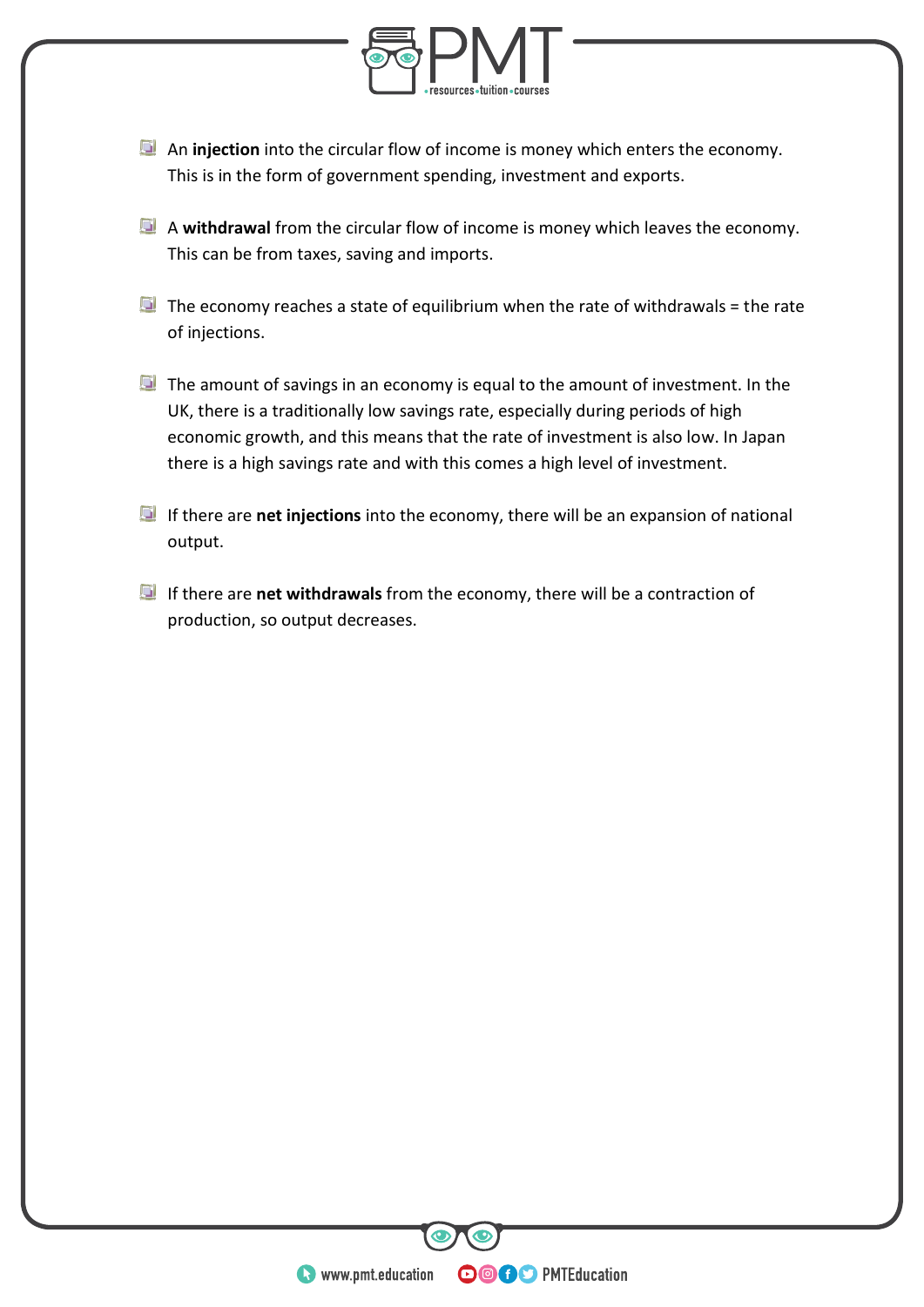- An **injection** into the circular flow of income is money which enters the economy. This is in the form of government spending, investment and exports.

- A **withdrawal** from the circular flow of income is money which leaves the economy. This can be from taxes, saving and imports.

- The economy reaches a state of equilibrium when the rate of withdrawals = the rate of injections.

- The amount of savings in an economy is equal to the amount of investment. In the UK, there is a traditionally low savings rate, especially during periods of high economic growth, and this means that the rate of investment is also low. In Japan there is a high savings rate and with this comes a high level of investment.

- If there are **net injections** into the economy, there will be an expansion of national output.

- If there are **net withdrawals** from the economy, there will be a contraction of production, so output decreases.